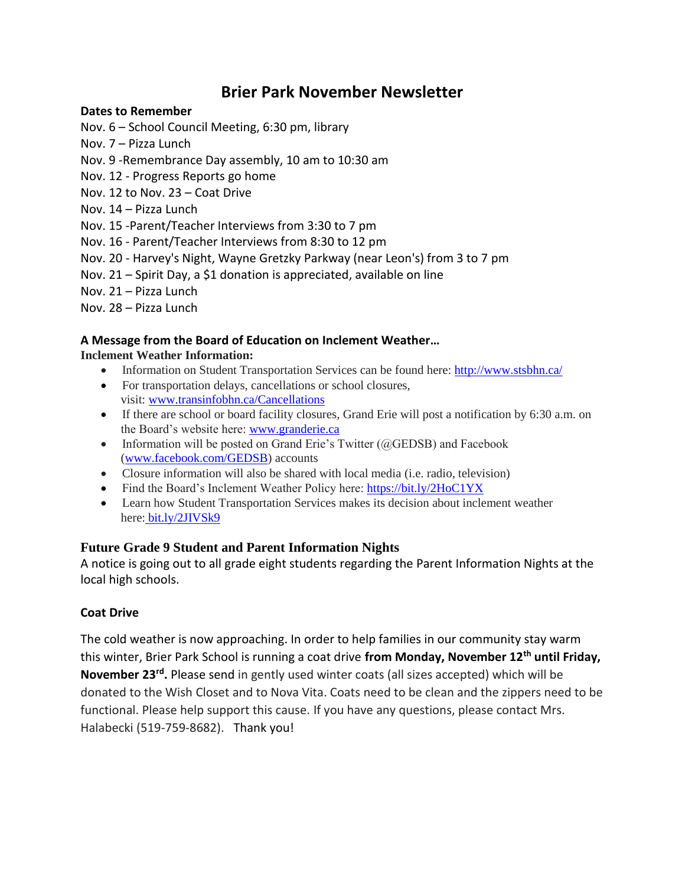# Brier Park November Newsletter

**Dates to Remember**

Nov. 6 – School Council Meeting, 6:30 pm, library
Nov. 7 – Pizza Lunch
Nov. 9 -Remembrance Day assembly, 10 am to 10:30 am
Nov. 12 - Progress Reports go home
Nov. 12 to Nov. 23 – Coat Drive
Nov. 14 – Pizza Lunch
Nov. 15 -Parent/Teacher Interviews from 3:30 to 7 pm
Nov. 16 - Parent/Teacher Interviews from 8:30 to 12 pm
Nov. 20 - Harvey's Night, Wayne Gretzky Parkway (near Leon's) from 3 to 7 pm
Nov. 21 – Spirit Day, a $1 donation is appreciated, available on line
Nov. 21 – Pizza Lunch
Nov. 28 – Pizza Lunch

### A Message from the Board of Education on Inclement Weather…

**Inclement Weather Information:**

- Information on Student Transportation Services can be found here: http://www.stsbhn.ca/
- For transportation delays, cancellations or school closures, visit: www.transinfobhn.ca/Cancellations
- If there are school or board facility closures, Grand Erie will post a notification by 6:30 a.m. on the Board's website here: www.granderie.ca
- Information will be posted on Grand Erie's Twitter (@GEDSB) and Facebook (www.facebook.com/GEDSB) accounts
- Closure information will also be shared with local media (i.e. radio, television)
- Find the Board's Inclement Weather Policy here: https://bit.ly/2HoC1YX
- Learn how Student Transportation Services makes its decision about inclement weather here: bit.ly/2JIVSk9

### Future Grade 9 Student and Parent Information Nights

A notice is going out to all grade eight students regarding the Parent Information Nights at the local high schools.

### Coat Drive

The cold weather is now approaching. In order to help families in our community stay warm this winter, Brier Park School is running a coat drive **from Monday, November 12th until Friday, November 23rd.** Please send in gently used winter coats (all sizes accepted) which will be donated to the Wish Closet and to Nova Vita. Coats need to be clean and the zippers need to be functional. Please help support this cause. If you have any questions, please contact Mrs. Halabecki (519-759-8682). Thank you!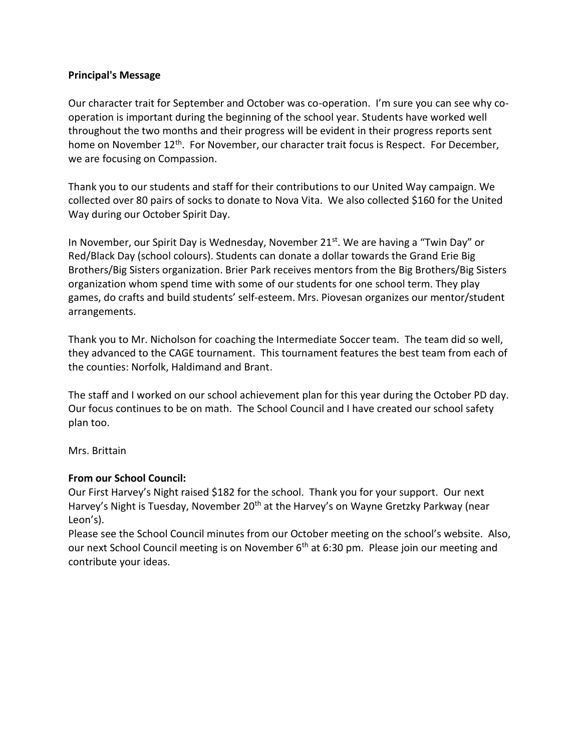**Principal's Message**

Our character trait for September and October was co-operation. I'm sure you can see why co-operation is important during the beginning of the school year. Students have worked well throughout the two months and their progress will be evident in their progress reports sent home on November 12th. For November, our character trait focus is Respect. For December, we are focusing on Compassion.

Thank you to our students and staff for their contributions to our United Way campaign. We collected over 80 pairs of socks to donate to Nova Vita. We also collected $160 for the United Way during our October Spirit Day.

In November, our Spirit Day is Wednesday, November 21st. We are having a "Twin Day" or Red/Black Day (school colours). Students can donate a dollar towards the Grand Erie Big Brothers/Big Sisters organization. Brier Park receives mentors from the Big Brothers/Big Sisters organization whom spend time with some of our students for one school term. They play games, do crafts and build students' self-esteem. Mrs. Piovesan organizes our mentor/student arrangements.

Thank you to Mr. Nicholson for coaching the Intermediate Soccer team. The team did so well, they advanced to the CAGE tournament. This tournament features the best team from each of the counties: Norfolk, Haldimand and Brant.

The staff and I worked on our school achievement plan for this year during the October PD day. Our focus continues to be on math. The School Council and I have created our school safety plan too.

Mrs. Brittain

**From our School Council:**

Our First Harvey's Night raised $182 for the school. Thank you for your support. Our next Harvey's Night is Tuesday, November 20th at the Harvey's on Wayne Gretzky Parkway (near Leon's).

Please see the School Council minutes from our October meeting on the school's website. Also, our next School Council meeting is on November 6th at 6:30 pm. Please join our meeting and contribute your ideas.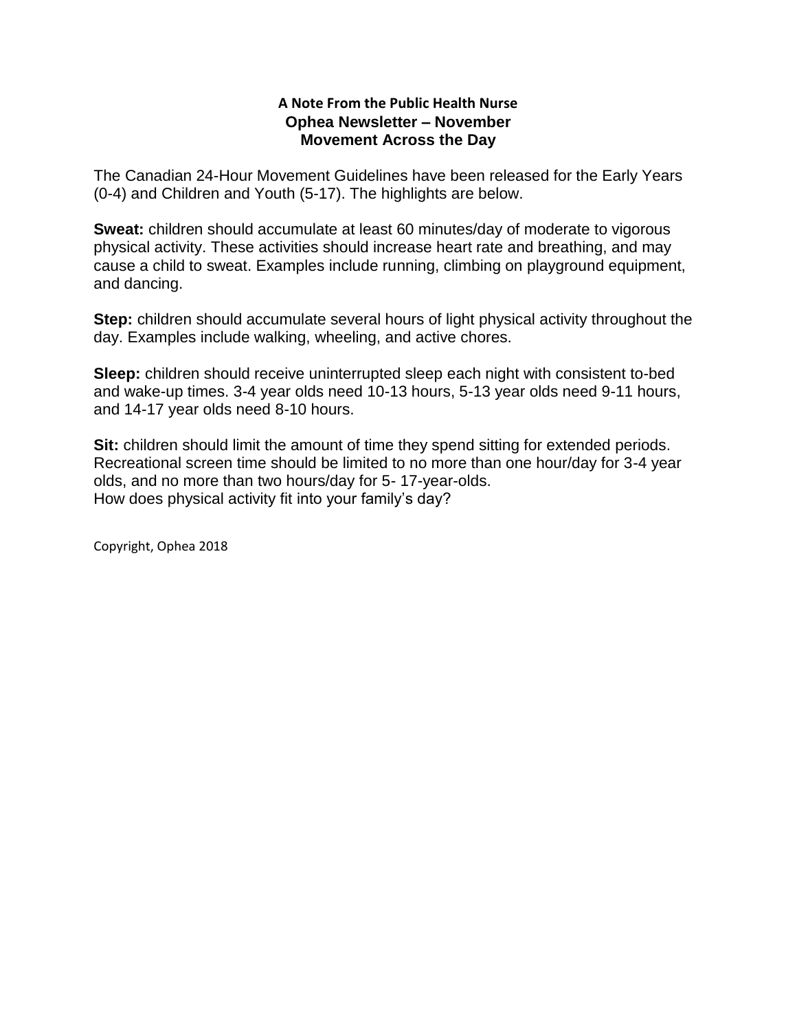**A Note From the Public Health Nurse**
**Ophea Newsletter – November**
**Movement Across the Day**

The Canadian 24-Hour Movement Guidelines have been released for the Early Years (0-4) and Children and Youth (5-17). The highlights are below.

**Sweat:** children should accumulate at least 60 minutes/day of moderate to vigorous physical activity. These activities should increase heart rate and breathing, and may cause a child to sweat. Examples include running, climbing on playground equipment, and dancing.

**Step:** children should accumulate several hours of light physical activity throughout the day. Examples include walking, wheeling, and active chores.

**Sleep:** children should receive uninterrupted sleep each night with consistent to-bed and wake-up times. 3-4 year olds need 10-13 hours, 5-13 year olds need 9-11 hours, and 14-17 year olds need 8-10 hours.

**Sit:** children should limit the amount of time they spend sitting for extended periods. Recreational screen time should be limited to no more than one hour/day for 3-4 year olds, and no more than two hours/day for 5- 17-year-olds.
How does physical activity fit into your family's day?

Copyright, Ophea 2018